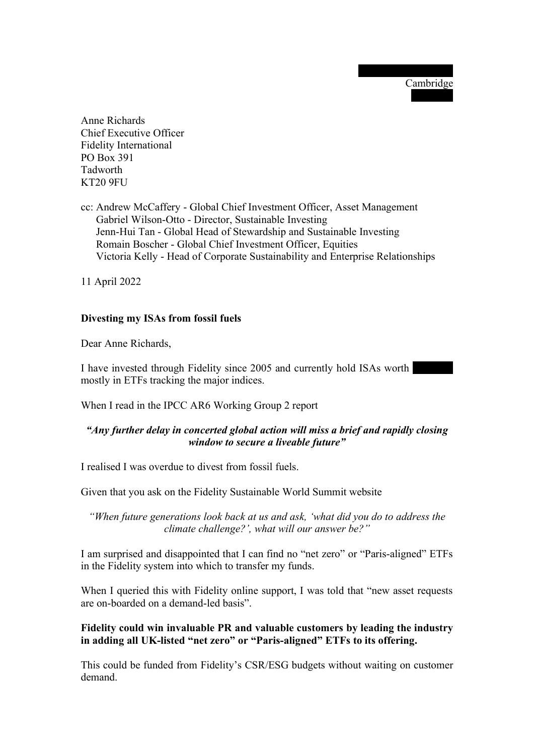Cambridge

Anne Richards
Chief Executive Officer
Fidelity International
PO Box 391
Tadworth
KT20 9FU

cc: Andrew McCaffery - Global Chief Investment Officer, Asset Management
Gabriel Wilson-Otto - Director, Sustainable Investing
Jenn-Hui Tan - Global Head of Stewardship and Sustainable Investing
Romain Boscher - Global Chief Investment Officer, Equities
Victoria Kelly - Head of Corporate Sustainability and Enterprise Relationships

11 April 2022

**Divesting my ISAs from fossil fuels**

Dear Anne Richards,

I have invested through Fidelity since 2005 and currently hold ISAs worth mostly in ETFs tracking the major indices.

When I read in the IPCC AR6 Working Group 2 report

***"Any further delay in concerted global action will miss a brief and rapidly closing window to secure a liveable future"***

I realised I was overdue to divest from fossil fuels.

Given that you ask on the Fidelity Sustainable World Summit website

*"When future generations look back at us and ask, 'what did you do to address the climate challenge?', what will our answer be?"*

I am surprised and disappointed that I can find no "net zero" or "Paris-aligned" ETFs in the Fidelity system into which to transfer my funds.

When I queried this with Fidelity online support, I was told that "new asset requests are on-boarded on a demand-led basis".

**Fidelity could win invaluable PR and valuable customers by leading the industry in adding all UK-listed "net zero" or "Paris-aligned" ETFs to its offering.**

This could be funded from Fidelity's CSR/ESG budgets without waiting on customer demand.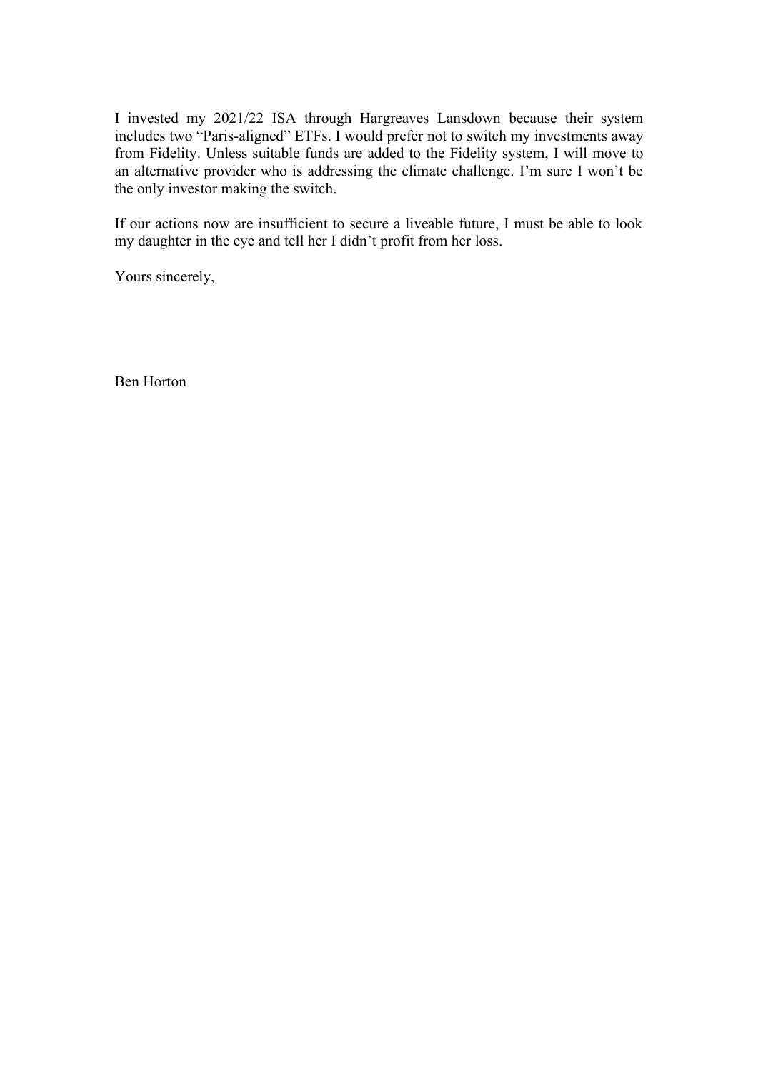I invested my 2021/22 ISA through Hargreaves Lansdown because their system includes two "Paris-aligned" ETFs. I would prefer not to switch my investments away from Fidelity. Unless suitable funds are added to the Fidelity system, I will move to an alternative provider who is addressing the climate challenge. I'm sure I won't be the only investor making the switch.

If our actions now are insufficient to secure a liveable future, I must be able to look my daughter in the eye and tell her I didn't profit from her loss.

Yours sincerely,

Ben Horton